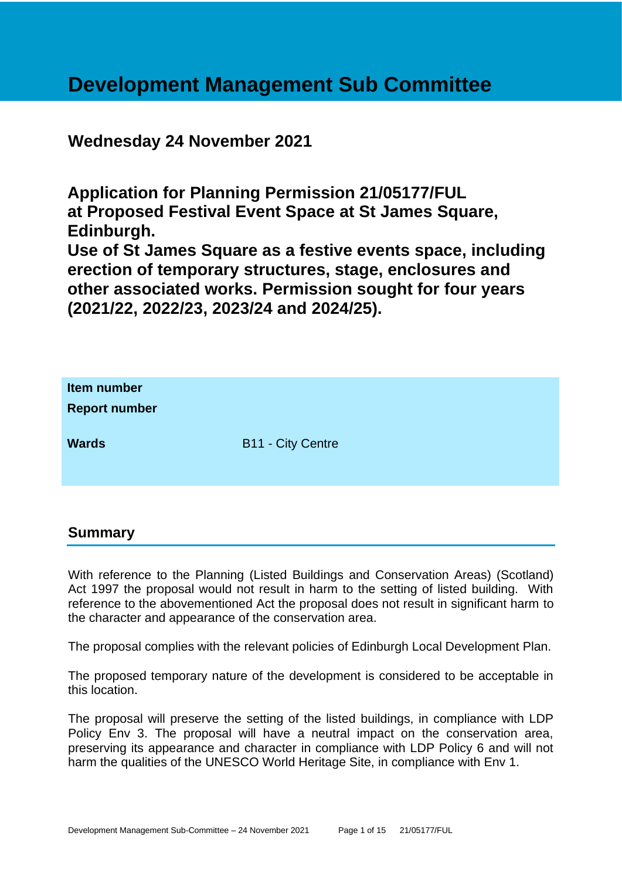# Development Management Sub Committee

## Wednesday 24 November 2021

## Application for Planning Permission 21/05177/FUL at Proposed Festival Event Space at St James Square, Edinburgh. Use of St James Square as a festive events space, including erection of temporary structures, stage, enclosures and other associated works. Permission sought for four years (2021/22, 2022/23, 2023/24 and 2024/25).

| | |
|---|---|
| **Item number** | |
| **Report number** | |
| **Wards** | B11 - City Centre |

## Summary

With reference to the Planning (Listed Buildings and Conservation Areas) (Scotland) Act 1997 the proposal would not result in harm to the setting of listed building. With reference to the abovementioned Act the proposal does not result in significant harm to the character and appearance of the conservation area.

The proposal complies with the relevant policies of Edinburgh Local Development Plan.

The proposed temporary nature of the development is considered to be acceptable in this location.

The proposal will preserve the setting of the listed buildings, in compliance with LDP Policy Env 3. The proposal will have a neutral impact on the conservation area, preserving its appearance and character in compliance with LDP Policy 6 and will not harm the qualities of the UNESCO World Heritage Site, in compliance with Env 1.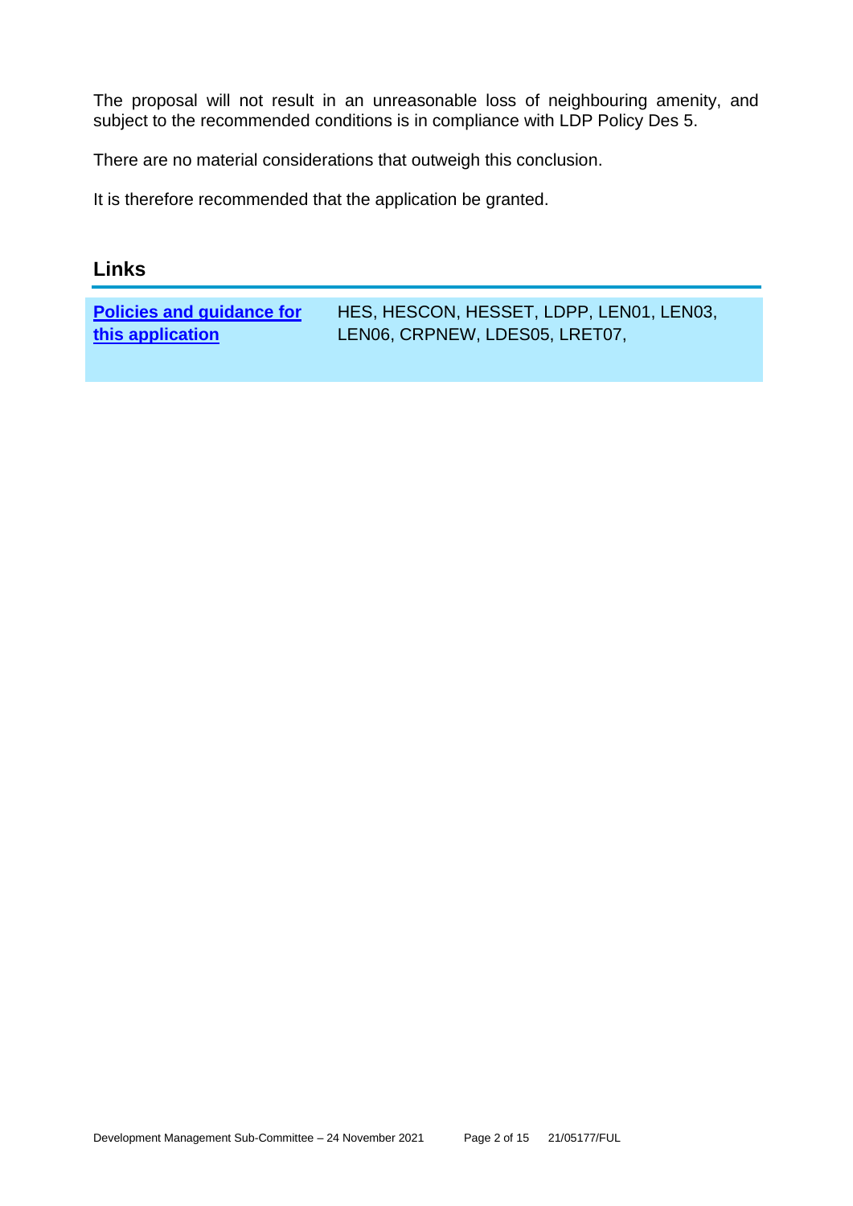The proposal will not result in an unreasonable loss of neighbouring amenity, and subject to the recommended conditions is in compliance with LDP Policy Des 5.

There are no material considerations that outweigh this conclusion.

It is therefore recommended that the application be granted.

## Links

| **Policies and guidance for this application** | HES, HESCON, HESSET, LDPP, LEN01, LEN03, LEN06, CRPNEW, LDES05, LRET07, |
|---|---|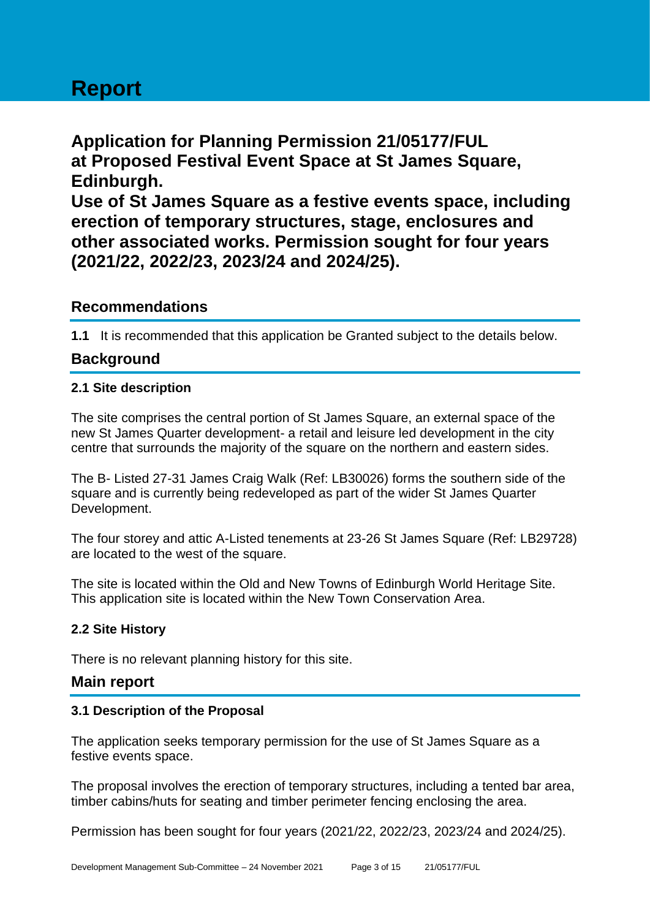# Report

## Application for Planning Permission 21/05177/FUL at Proposed Festival Event Space at St James Square, Edinburgh.
## Use of St James Square as a festive events space, including erection of temporary structures, stage, enclosures and other associated works. Permission sought for four years (2021/22, 2022/23, 2023/24 and 2024/25).

## Recommendations

**1.1** It is recommended that this application be Granted subject to the details below.

## Background

### 2.1 Site description

The site comprises the central portion of St James Square, an external space of the new St James Quarter development- a retail and leisure led development in the city centre that surrounds the majority of the square on the northern and eastern sides.

The B- Listed 27-31 James Craig Walk (Ref: LB30026) forms the southern side of the square and is currently being redeveloped as part of the wider St James Quarter Development.

The four storey and attic A-Listed tenements at 23-26 St James Square (Ref: LB29728) are located to the west of the square.

The site is located within the Old and New Towns of Edinburgh World Heritage Site. This application site is located within the New Town Conservation Area.

### 2.2 Site History

There is no relevant planning history for this site.

## Main report

### 3.1 Description of the Proposal

The application seeks temporary permission for the use of St James Square as a festive events space.

The proposal involves the erection of temporary structures, including a tented bar area, timber cabins/huts for seating and timber perimeter fencing enclosing the area.

Permission has been sought for four years (2021/22, 2022/23, 2023/24 and 2024/25).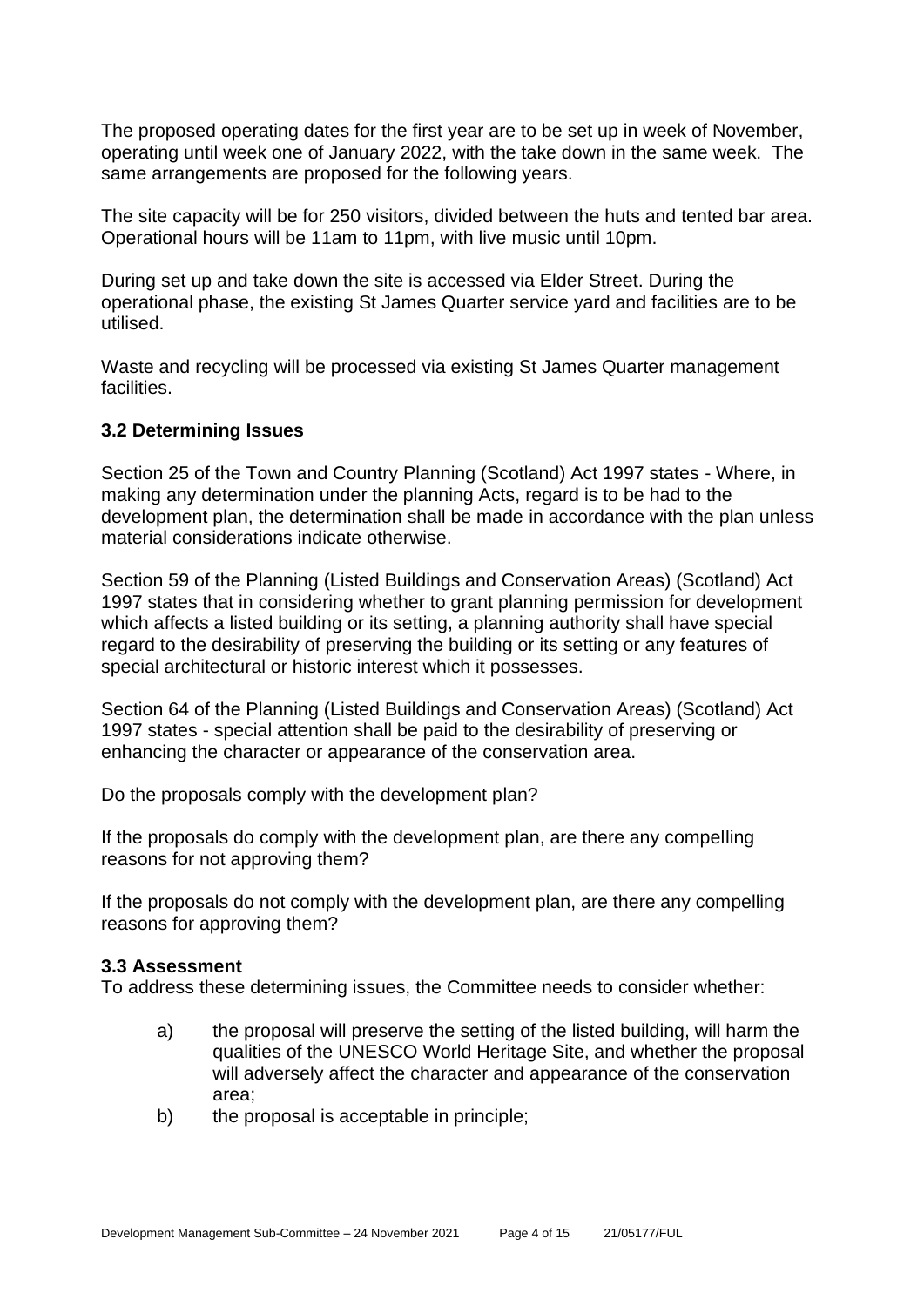The proposed operating dates for the first year are to be set up in week of November, operating until week one of January 2022, with the take down in the same week. The same arrangements are proposed for the following years.

The site capacity will be for 250 visitors, divided between the huts and tented bar area. Operational hours will be 11am to 11pm, with live music until 10pm.

During set up and take down the site is accessed via Elder Street. During the operational phase, the existing St James Quarter service yard and facilities are to be utilised.

Waste and recycling will be processed via existing St James Quarter management facilities.

### 3.2 Determining Issues

Section 25 of the Town and Country Planning (Scotland) Act 1997 states - Where, in making any determination under the planning Acts, regard is to be had to the development plan, the determination shall be made in accordance with the plan unless material considerations indicate otherwise.

Section 59 of the Planning (Listed Buildings and Conservation Areas) (Scotland) Act 1997 states that in considering whether to grant planning permission for development which affects a listed building or its setting, a planning authority shall have special regard to the desirability of preserving the building or its setting or any features of special architectural or historic interest which it possesses.

Section 64 of the Planning (Listed Buildings and Conservation Areas) (Scotland) Act 1997 states - special attention shall be paid to the desirability of preserving or enhancing the character or appearance of the conservation area.

Do the proposals comply with the development plan?

If the proposals do comply with the development plan, are there any compelling reasons for not approving them?

If the proposals do not comply with the development plan, are there any compelling reasons for approving them?

### 3.3 Assessment

To address these determining issues, the Committee needs to consider whether:

a) the proposal will preserve the setting of the listed building, will harm the qualities of the UNESCO World Heritage Site, and whether the proposal will adversely affect the character and appearance of the conservation area;

b) the proposal is acceptable in principle;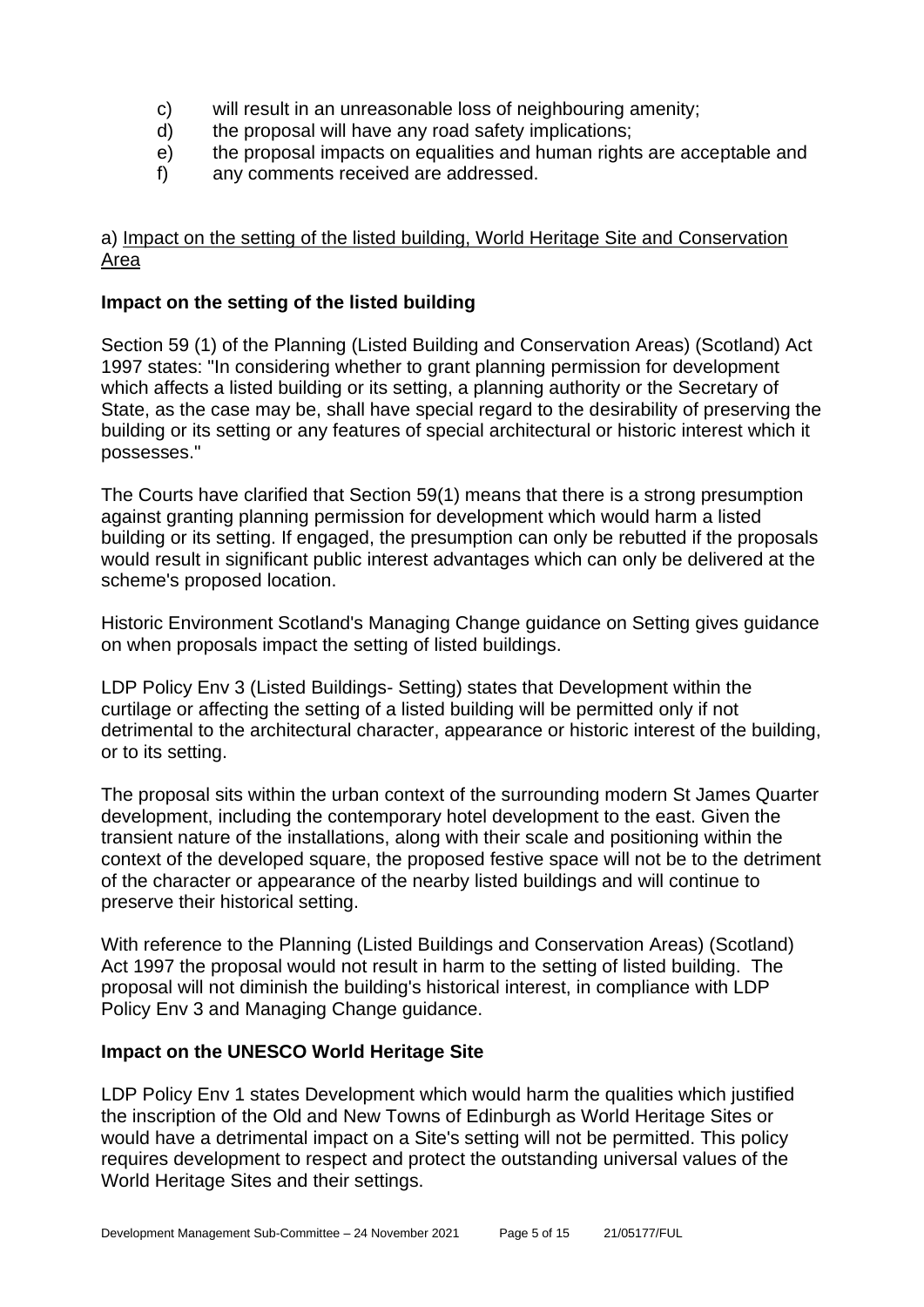c) will result in an unreasonable loss of neighbouring amenity;
d) the proposal will have any road safety implications;
e) the proposal impacts on equalities and human rights are acceptable and
f) any comments received are addressed.

a) Impact on the setting of the listed building, World Heritage Site and Conservation Area

**Impact on the setting of the listed building**

Section 59 (1) of the Planning (Listed Building and Conservation Areas) (Scotland) Act 1997 states: "In considering whether to grant planning permission for development which affects a listed building or its setting, a planning authority or the Secretary of State, as the case may be, shall have special regard to the desirability of preserving the building or its setting or any features of special architectural or historic interest which it possesses."

The Courts have clarified that Section 59(1) means that there is a strong presumption against granting planning permission for development which would harm a listed building or its setting. If engaged, the presumption can only be rebutted if the proposals would result in significant public interest advantages which can only be delivered at the scheme's proposed location.

Historic Environment Scotland's Managing Change guidance on Setting gives guidance on when proposals impact the setting of listed buildings.

LDP Policy Env 3 (Listed Buildings- Setting) states that Development within the curtilage or affecting the setting of a listed building will be permitted only if not detrimental to the architectural character, appearance or historic interest of the building, or to its setting.

The proposal sits within the urban context of the surrounding modern St James Quarter development, including the contemporary hotel development to the east. Given the transient nature of the installations, along with their scale and positioning within the context of the developed square, the proposed festive space will not be to the detriment of the character or appearance of the nearby listed buildings and will continue to preserve their historical setting.

With reference to the Planning (Listed Buildings and Conservation Areas) (Scotland) Act 1997 the proposal would not result in harm to the setting of listed building. The proposal will not diminish the building's historical interest, in compliance with LDP Policy Env 3 and Managing Change guidance.

**Impact on the UNESCO World Heritage Site**

LDP Policy Env 1 states Development which would harm the qualities which justified the inscription of the Old and New Towns of Edinburgh as World Heritage Sites or would have a detrimental impact on a Site's setting will not be permitted. This policy requires development to respect and protect the outstanding universal values of the World Heritage Sites and their settings.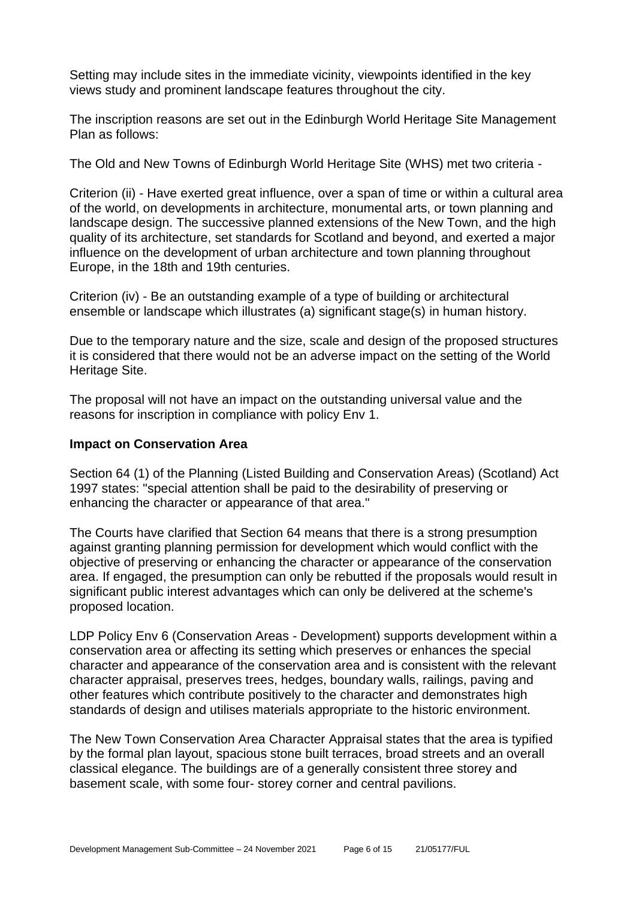Setting may include sites in the immediate vicinity, viewpoints identified in the key views study and prominent landscape features throughout the city.

The inscription reasons are set out in the Edinburgh World Heritage Site Management Plan as follows:

The Old and New Towns of Edinburgh World Heritage Site (WHS) met two criteria -

Criterion (ii) - Have exerted great influence, over a span of time or within a cultural area of the world, on developments in architecture, monumental arts, or town planning and landscape design. The successive planned extensions of the New Town, and the high quality of its architecture, set standards for Scotland and beyond, and exerted a major influence on the development of urban architecture and town planning throughout Europe, in the 18th and 19th centuries.

Criterion (iv) - Be an outstanding example of a type of building or architectural ensemble or landscape which illustrates (a) significant stage(s) in human history.

Due to the temporary nature and the size, scale and design of the proposed structures it is considered that there would not be an adverse impact on the setting of the World Heritage Site.

The proposal will not have an impact on the outstanding universal value and the reasons for inscription in compliance with policy Env 1.

**Impact on Conservation Area**

Section 64 (1) of the Planning (Listed Building and Conservation Areas) (Scotland) Act 1997 states: "special attention shall be paid to the desirability of preserving or enhancing the character or appearance of that area."

The Courts have clarified that Section 64 means that there is a strong presumption against granting planning permission for development which would conflict with the objective of preserving or enhancing the character or appearance of the conservation area. If engaged, the presumption can only be rebutted if the proposals would result in significant public interest advantages which can only be delivered at the scheme's proposed location.

LDP Policy Env 6 (Conservation Areas - Development) supports development within a conservation area or affecting its setting which preserves or enhances the special character and appearance of the conservation area and is consistent with the relevant character appraisal, preserves trees, hedges, boundary walls, railings, paving and other features which contribute positively to the character and demonstrates high standards of design and utilises materials appropriate to the historic environment.

The New Town Conservation Area Character Appraisal states that the area is typified by the formal plan layout, spacious stone built terraces, broad streets and an overall classical elegance. The buildings are of a generally consistent three storey and basement scale, with some four- storey corner and central pavilions.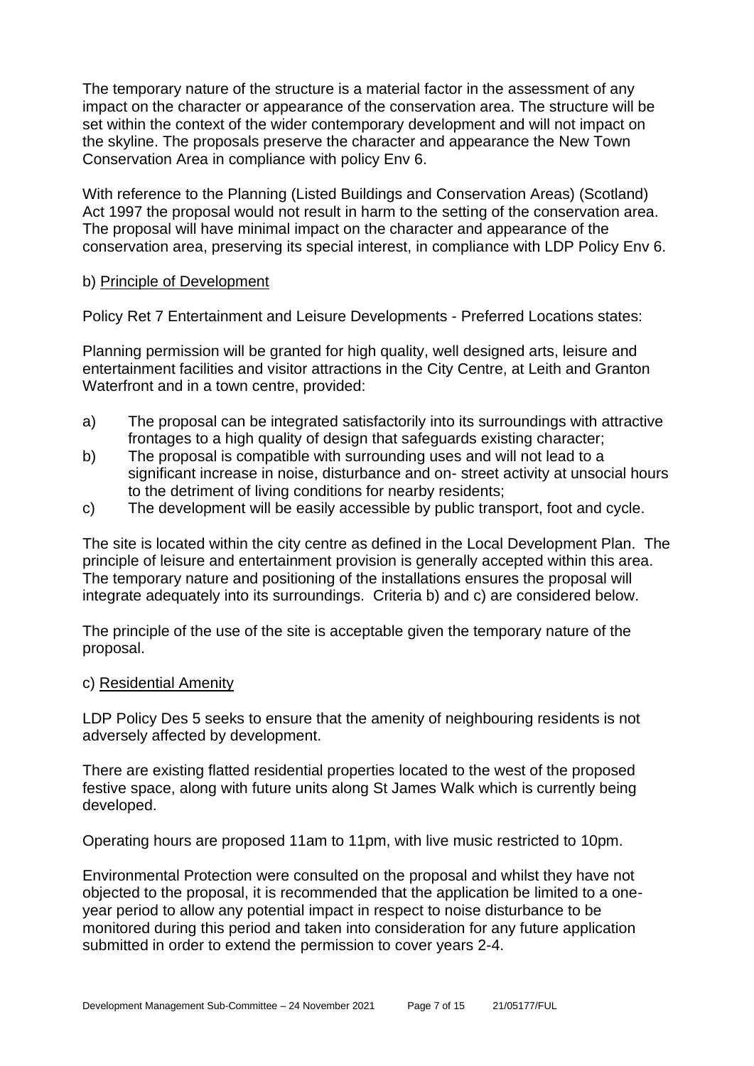The temporary nature of the structure is a material factor in the assessment of any impact on the character or appearance of the conservation area. The structure will be set within the context of the wider contemporary development and will not impact on the skyline. The proposals preserve the character and appearance the New Town Conservation Area in compliance with policy Env 6.

With reference to the Planning (Listed Buildings and Conservation Areas) (Scotland) Act 1997 the proposal would not result in harm to the setting of the conservation area. The proposal will have minimal impact on the character and appearance of the conservation area, preserving its special interest, in compliance with LDP Policy Env 6.

b) Principle of Development

Policy Ret 7 Entertainment and Leisure Developments - Preferred Locations states:

Planning permission will be granted for high quality, well designed arts, leisure and entertainment facilities and visitor attractions in the City Centre, at Leith and Granton Waterfront and in a town centre, provided:

a) The proposal can be integrated satisfactorily into its surroundings with attractive frontages to a high quality of design that safeguards existing character;
b) The proposal is compatible with surrounding uses and will not lead to a significant increase in noise, disturbance and on- street activity at unsocial hours to the detriment of living conditions for nearby residents;
c) The development will be easily accessible by public transport, foot and cycle.

The site is located within the city centre as defined in the Local Development Plan. The principle of leisure and entertainment provision is generally accepted within this area. The temporary nature and positioning of the installations ensures the proposal will integrate adequately into its surroundings. Criteria b) and c) are considered below.

The principle of the use of the site is acceptable given the temporary nature of the proposal.

c) Residential Amenity

LDP Policy Des 5 seeks to ensure that the amenity of neighbouring residents is not adversely affected by development.

There are existing flatted residential properties located to the west of the proposed festive space, along with future units along St James Walk which is currently being developed.

Operating hours are proposed 11am to 11pm, with live music restricted to 10pm.

Environmental Protection were consulted on the proposal and whilst they have not objected to the proposal, it is recommended that the application be limited to a one-year period to allow any potential impact in respect to noise disturbance to be monitored during this period and taken into consideration for any future application submitted in order to extend the permission to cover years 2-4.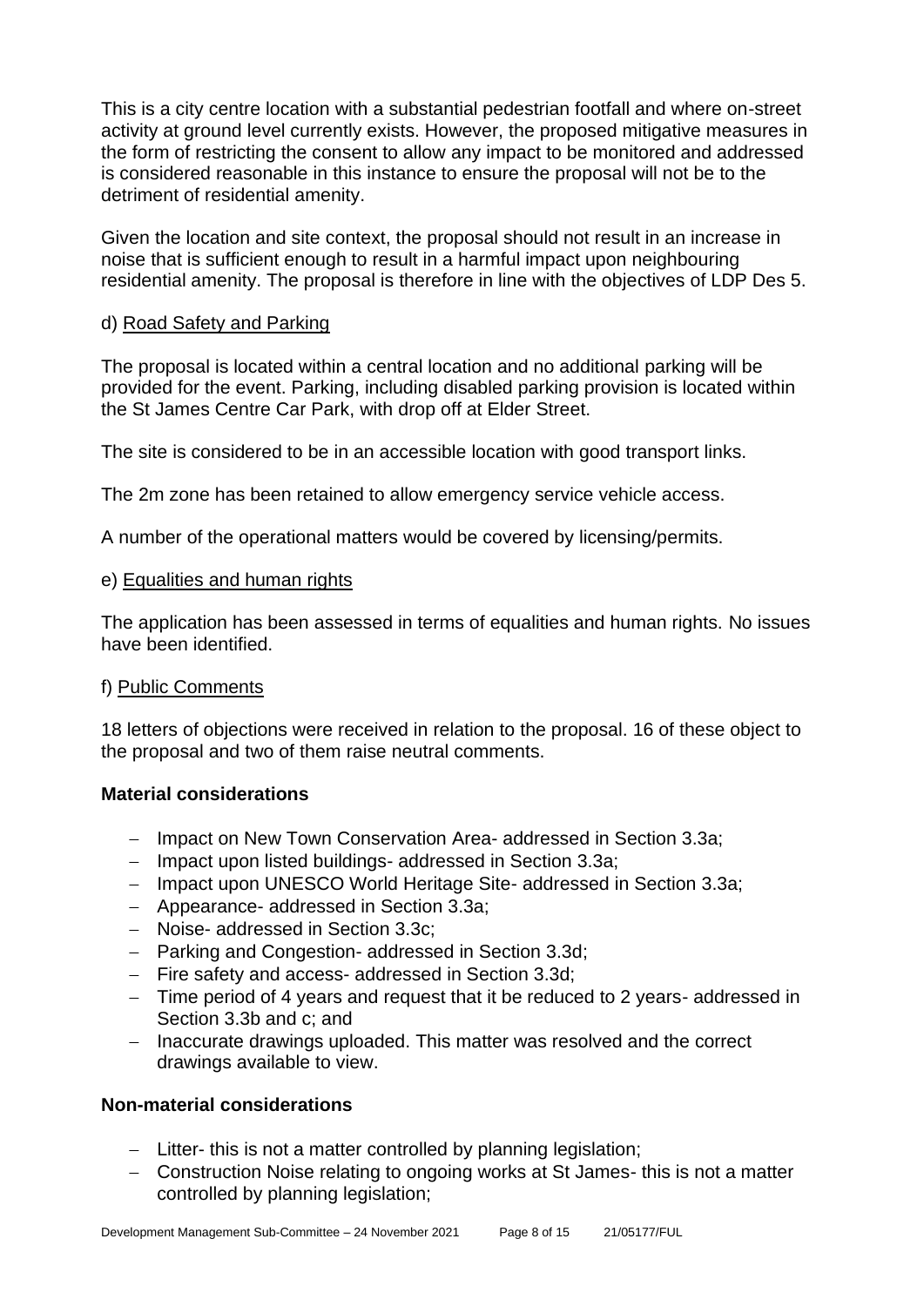This is a city centre location with a substantial pedestrian footfall and where on-street activity at ground level currently exists. However, the proposed mitigative measures in the form of restricting the consent to allow any impact to be monitored and addressed is considered reasonable in this instance to ensure the proposal will not be to the detriment of residential amenity.

Given the location and site context, the proposal should not result in an increase in noise that is sufficient enough to result in a harmful impact upon neighbouring residential amenity. The proposal is therefore in line with the objectives of LDP Des 5.

d) Road Safety and Parking

The proposal is located within a central location and no additional parking will be provided for the event. Parking, including disabled parking provision is located within the St James Centre Car Park, with drop off at Elder Street.

The site is considered to be in an accessible location with good transport links.

The 2m zone has been retained to allow emergency service vehicle access.

A number of the operational matters would be covered by licensing/permits.

e) Equalities and human rights

The application has been assessed in terms of equalities and human rights. No issues have been identified.

f) Public Comments

18 letters of objections were received in relation to the proposal. 16 of these object to the proposal and two of them raise neutral comments.

**Material considerations**

- Impact on New Town Conservation Area- addressed in Section 3.3a;
- Impact upon listed buildings- addressed in Section 3.3a;
- Impact upon UNESCO World Heritage Site- addressed in Section 3.3a;
- Appearance- addressed in Section 3.3a;
- Noise- addressed in Section 3.3c;
- Parking and Congestion- addressed in Section 3.3d;
- Fire safety and access- addressed in Section 3.3d;
- Time period of 4 years and request that it be reduced to 2 years- addressed in Section 3.3b and c; and
- Inaccurate drawings uploaded. This matter was resolved and the correct drawings available to view.

**Non-material considerations**

- Litter- this is not a matter controlled by planning legislation;
- Construction Noise relating to ongoing works at St James- this is not a matter controlled by planning legislation;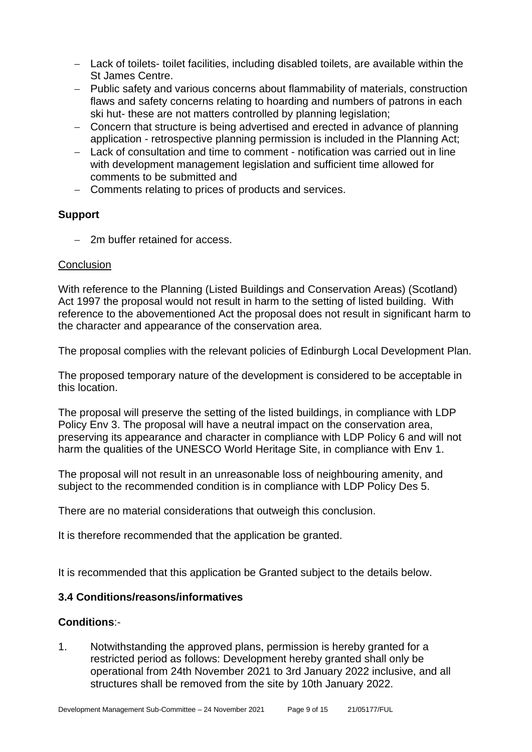- Lack of toilets- toilet facilities, including disabled toilets, are available within the St James Centre.
- Public safety and various concerns about flammability of materials, construction flaws and safety concerns relating to hoarding and numbers of patrons in each ski hut- these are not matters controlled by planning legislation;
- Concern that structure is being advertised and erected in advance of planning application - retrospective planning permission is included in the Planning Act;
- Lack of consultation and time to comment - notification was carried out in line with development management legislation and sufficient time allowed for comments to be submitted and
- Comments relating to prices of products and services.

**Support**

- 2m buffer retained for access.

Conclusion

With reference to the Planning (Listed Buildings and Conservation Areas) (Scotland) Act 1997 the proposal would not result in harm to the setting of listed building. With reference to the abovementioned Act the proposal does not result in significant harm to the character and appearance of the conservation area.

The proposal complies with the relevant policies of Edinburgh Local Development Plan.

The proposed temporary nature of the development is considered to be acceptable in this location.

The proposal will preserve the setting of the listed buildings, in compliance with LDP Policy Env 3. The proposal will have a neutral impact on the conservation area, preserving its appearance and character in compliance with LDP Policy 6 and will not harm the qualities of the UNESCO World Heritage Site, in compliance with Env 1.

The proposal will not result in an unreasonable loss of neighbouring amenity, and subject to the recommended condition is in compliance with LDP Policy Des 5.

There are no material considerations that outweigh this conclusion.

It is therefore recommended that the application be granted.

It is recommended that this application be Granted subject to the details below.

### 3.4 Conditions/reasons/informatives

**Conditions**:-

1. Notwithstanding the approved plans, permission is hereby granted for a restricted period as follows: Development hereby granted shall only be operational from 24th November 2021 to 3rd January 2022 inclusive, and all structures shall be removed from the site by 10th January 2022.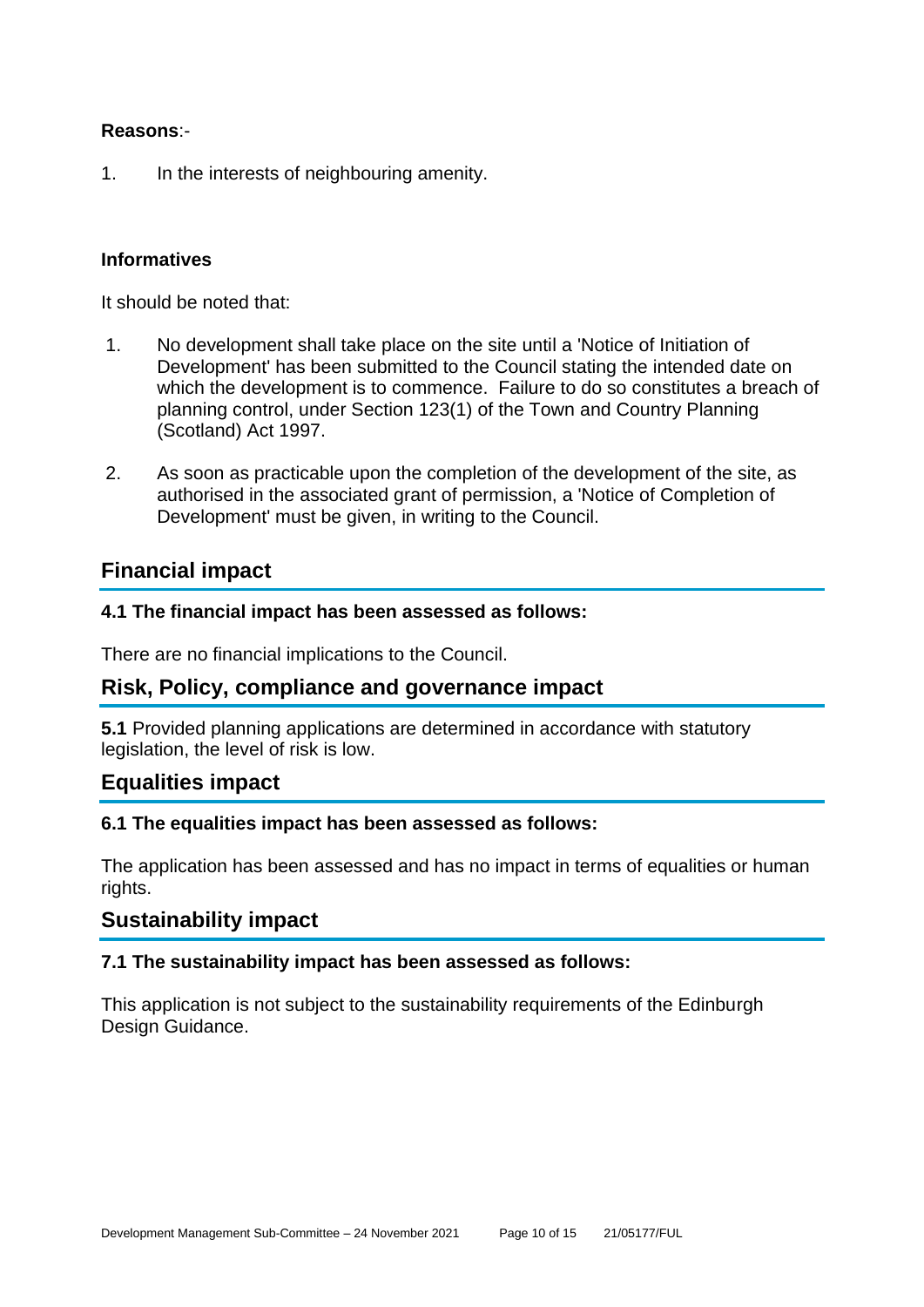**Reasons**:-

1. In the interests of neighbouring amenity.

**Informatives**

It should be noted that:

1. No development shall take place on the site until a 'Notice of Initiation of Development' has been submitted to the Council stating the intended date on which the development is to commence. Failure to do so constitutes a breach of planning control, under Section 123(1) of the Town and Country Planning (Scotland) Act 1997.

2. As soon as practicable upon the completion of the development of the site, as authorised in the associated grant of permission, a 'Notice of Completion of Development' must be given, in writing to the Council.

## Financial impact

### 4.1 The financial impact has been assessed as follows:

There are no financial implications to the Council.

## Risk, Policy, compliance and governance impact

**5.1** Provided planning applications are determined in accordance with statutory legislation, the level of risk is low.

## Equalities impact

### 6.1 The equalities impact has been assessed as follows:

The application has been assessed and has no impact in terms of equalities or human rights.

## Sustainability impact

### 7.1 The sustainability impact has been assessed as follows:

This application is not subject to the sustainability requirements of the Edinburgh Design Guidance.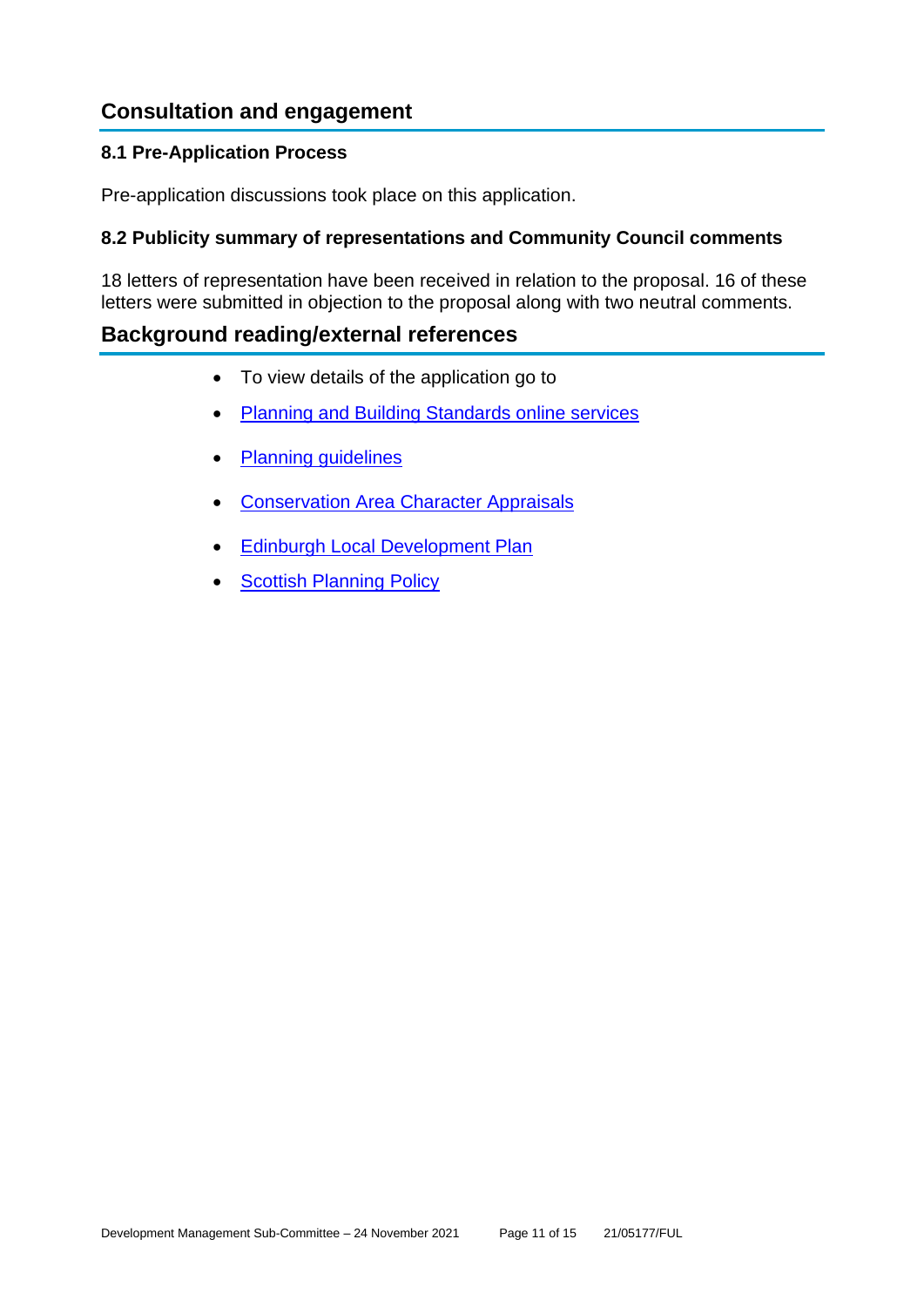## Consultation and engagement

### 8.1 Pre-Application Process

Pre-application discussions took place on this application.

### 8.2 Publicity summary of representations and Community Council comments

18 letters of representation have been received in relation to the proposal. 16 of these letters were submitted in objection to the proposal along with two neutral comments.

## Background reading/external references

- To view details of the application go to
- Planning and Building Standards online services
- Planning guidelines
- Conservation Area Character Appraisals
- Edinburgh Local Development Plan
- Scottish Planning Policy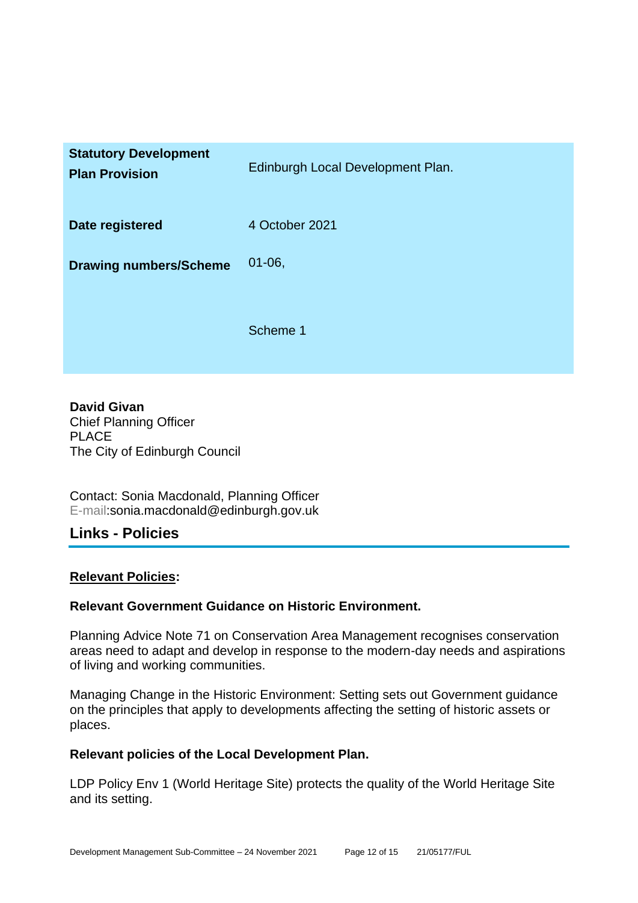| | |
|---|---|
| **Statutory Development Plan Provision** | Edinburgh Local Development Plan. |
| **Date registered** | 4 October 2021 |
| **Drawing numbers/Scheme** | 01-06,<br><br>Scheme 1 |

**David Givan**
Chief Planning Officer
PLACE
The City of Edinburgh Council

Contact: Sonia Macdonald, Planning Officer
E-mail:sonia.macdonald@edinburgh.gov.uk

## Links - Policies

**Relevant Policies:**

**Relevant Government Guidance on Historic Environment.**

Planning Advice Note 71 on Conservation Area Management recognises conservation areas need to adapt and develop in response to the modern-day needs and aspirations of living and working communities.

Managing Change in the Historic Environment: Setting sets out Government guidance on the principles that apply to developments affecting the setting of historic assets or places.

**Relevant policies of the Local Development Plan.**

LDP Policy Env 1 (World Heritage Site) protects the quality of the World Heritage Site and its setting.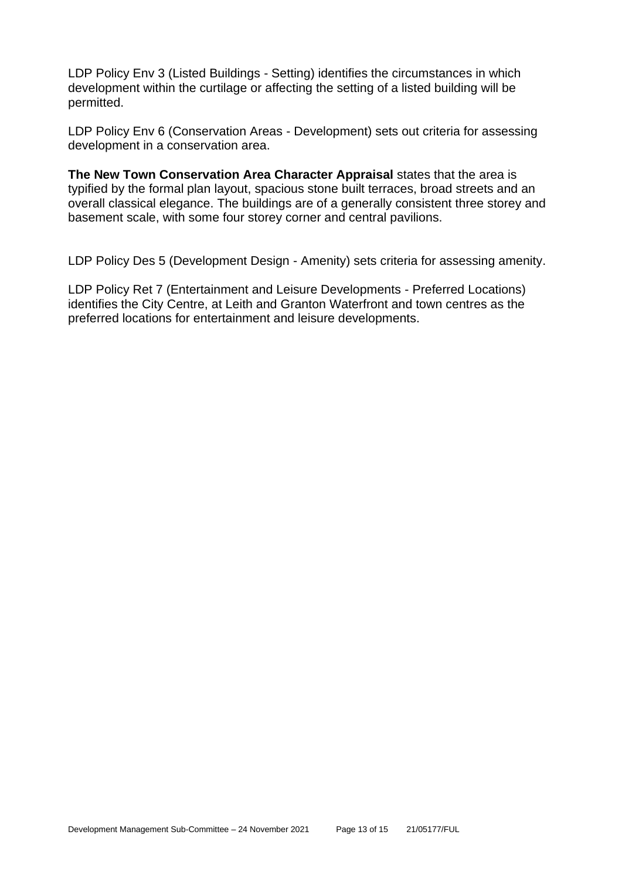LDP Policy Env 3 (Listed Buildings - Setting) identifies the circumstances in which development within the curtilage or affecting the setting of a listed building will be permitted.

LDP Policy Env 6 (Conservation Areas - Development) sets out criteria for assessing development in a conservation area.

**The New Town Conservation Area Character Appraisal** states that the area is typified by the formal plan layout, spacious stone built terraces, broad streets and an overall classical elegance. The buildings are of a generally consistent three storey and basement scale, with some four storey corner and central pavilions.

LDP Policy Des 5 (Development Design - Amenity) sets criteria for assessing amenity.

LDP Policy Ret 7 (Entertainment and Leisure Developments - Preferred Locations) identifies the City Centre, at Leith and Granton Waterfront and town centres as the preferred locations for entertainment and leisure developments.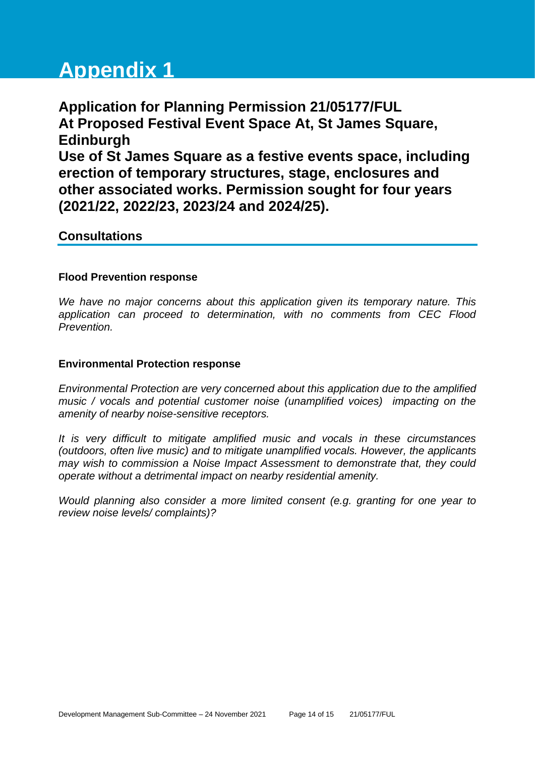# Appendix 1

## Application for Planning Permission 21/05177/FUL
## At Proposed Festival Event Space At, St James Square, Edinburgh
## Use of St James Square as a festive events space, including erection of temporary structures, stage, enclosures and other associated works. Permission sought for four years (2021/22, 2022/23, 2023/24 and 2024/25).

### Consultations

**Flood Prevention response**

*We have no major concerns about this application given its temporary nature. This application can proceed to determination, with no comments from CEC Flood Prevention.*

**Environmental Protection response**

*Environmental Protection are very concerned about this application due to the amplified music / vocals and potential customer noise (unamplified voices) impacting on the amenity of nearby noise-sensitive receptors.*

*It is very difficult to mitigate amplified music and vocals in these circumstances (outdoors, often live music) and to mitigate unamplified vocals. However, the applicants may wish to commission a Noise Impact Assessment to demonstrate that, they could operate without a detrimental impact on nearby residential amenity.*

*Would planning also consider a more limited consent (e.g. granting for one year to review noise levels/ complaints)?*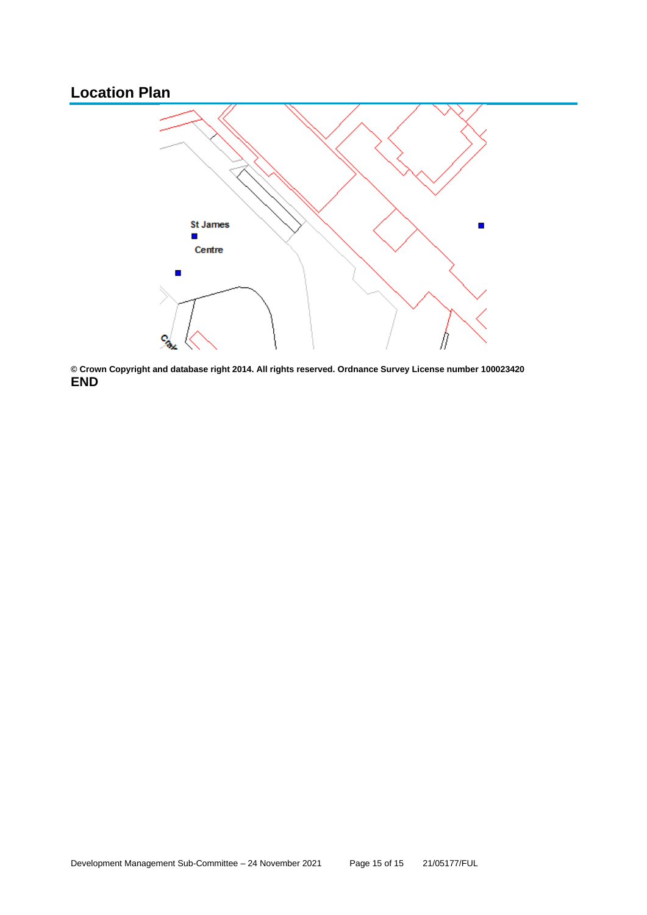## Location Plan

St James

Centre

© Crown Copyright and database right 2014. All rights reserved. Ordnance Survey License number 100023420

**END**